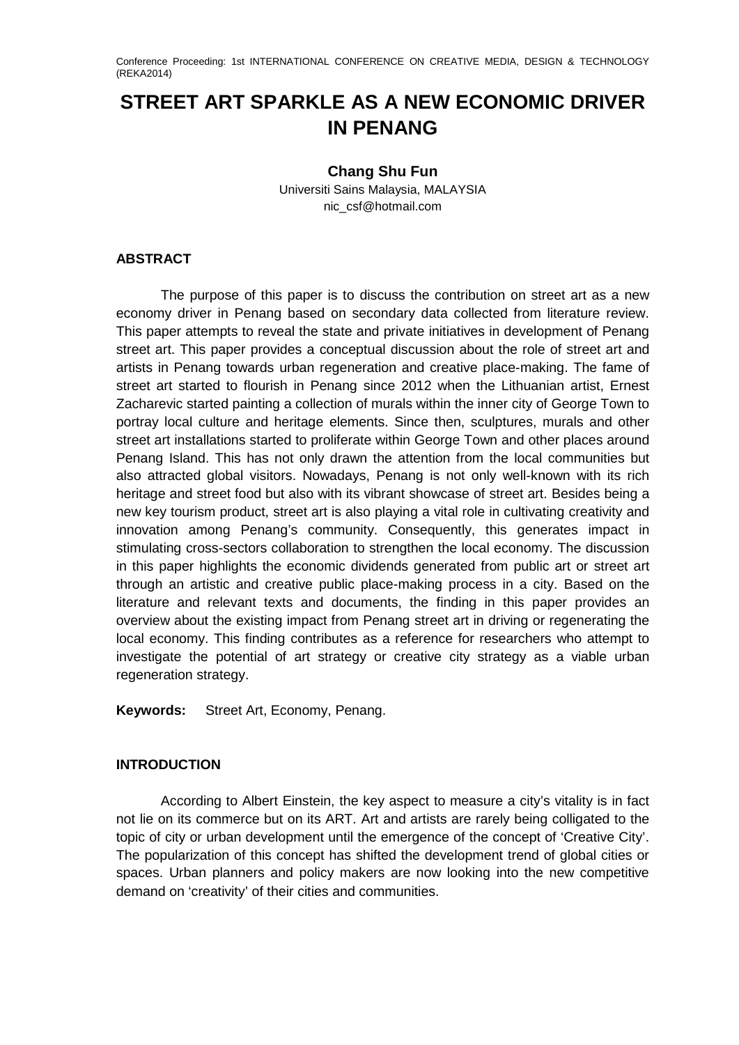# STREET ART SPARKLE AS A NEW ECONOMIC DRIVER IN PENANG

**Chang Shu Fun**
Universiti Sains Malaysia, MALAYSIA
nic_csf@hotmail.com

## ABSTRACT

The purpose of this paper is to discuss the contribution on street art as a new economy driver in Penang based on secondary data collected from literature review. This paper attempts to reveal the state and private initiatives in development of Penang street art. This paper provides a conceptual discussion about the role of street art and artists in Penang towards urban regeneration and creative place-making. The fame of street art started to flourish in Penang since 2012 when the Lithuanian artist, Ernest Zacharevic started painting a collection of murals within the inner city of George Town to portray local culture and heritage elements. Since then, sculptures, murals and other street art installations started to proliferate within George Town and other places around Penang Island. This has not only drawn the attention from the local communities but also attracted global visitors. Nowadays, Penang is not only well-known with its rich heritage and street food but also with its vibrant showcase of street art. Besides being a new key tourism product, street art is also playing a vital role in cultivating creativity and innovation among Penang's community. Consequently, this generates impact in stimulating cross-sectors collaboration to strengthen the local economy. The discussion in this paper highlights the economic dividends generated from public art or street art through an artistic and creative public place-making process in a city. Based on the literature and relevant texts and documents, the finding in this paper provides an overview about the existing impact from Penang street art in driving or regenerating the local economy. This finding contributes as a reference for researchers who attempt to investigate the potential of art strategy or creative city strategy as a viable urban regeneration strategy.

**Keywords:** Street Art, Economy, Penang.

## INTRODUCTION

According to Albert Einstein, the key aspect to measure a city's vitality is in fact not lie on its commerce but on its ART. Art and artists are rarely being colligated to the topic of city or urban development until the emergence of the concept of 'Creative City'. The popularization of this concept has shifted the development trend of global cities or spaces. Urban planners and policy makers are now looking into the new competitive demand on 'creativity' of their cities and communities.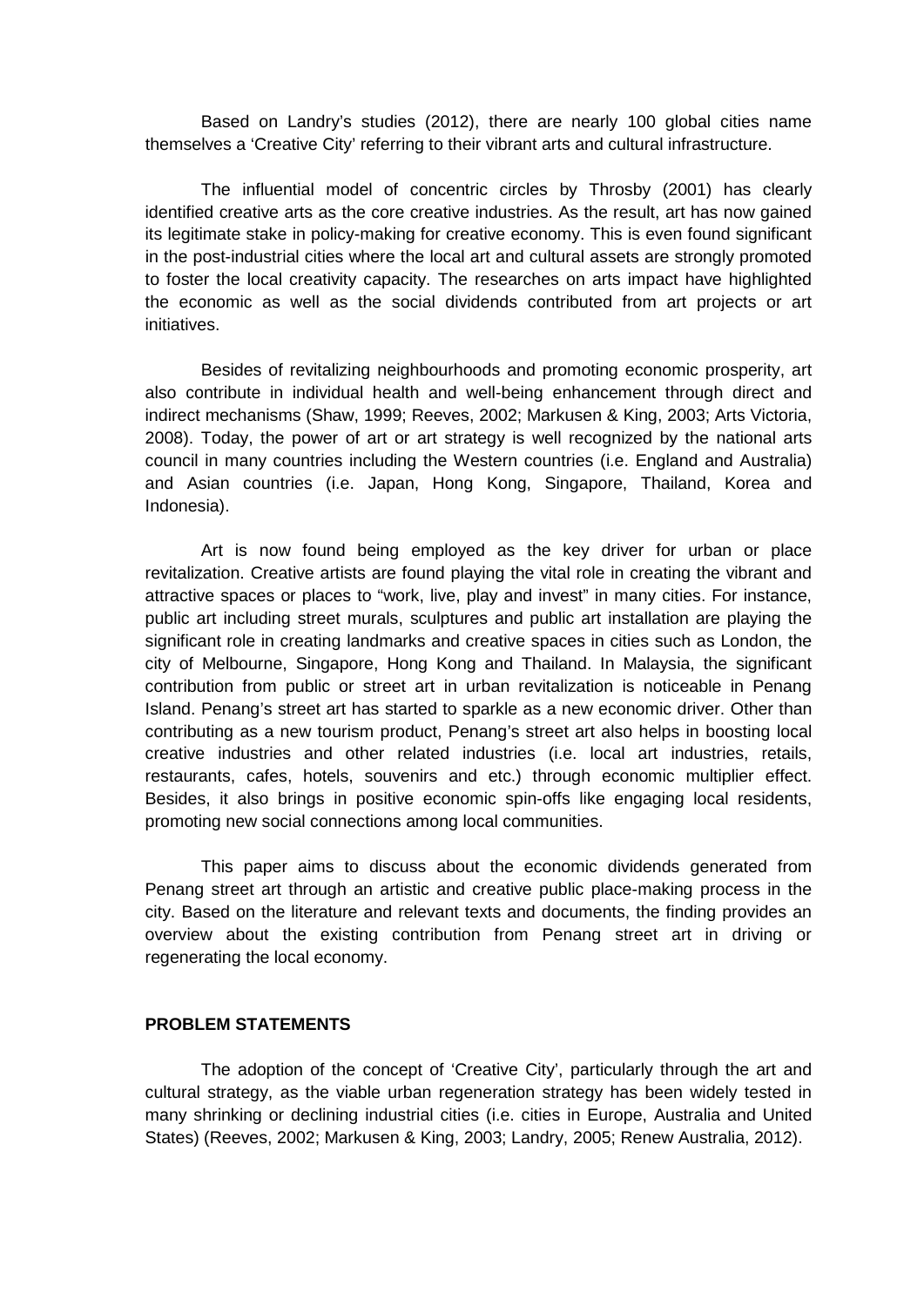Based on Landry's studies (2012), there are nearly 100 global cities name themselves a 'Creative City' referring to their vibrant arts and cultural infrastructure.

The influential model of concentric circles by Throsby (2001) has clearly identified creative arts as the core creative industries. As the result, art has now gained its legitimate stake in policy-making for creative economy. This is even found significant in the post-industrial cities where the local art and cultural assets are strongly promoted to foster the local creativity capacity. The researches on arts impact have highlighted the economic as well as the social dividends contributed from art projects or art initiatives.

Besides of revitalizing neighbourhoods and promoting economic prosperity, art also contribute in individual health and well-being enhancement through direct and indirect mechanisms (Shaw, 1999; Reeves, 2002; Markusen & King, 2003; Arts Victoria, 2008). Today, the power of art or art strategy is well recognized by the national arts council in many countries including the Western countries (i.e. England and Australia) and Asian countries (i.e. Japan, Hong Kong, Singapore, Thailand, Korea and Indonesia).

Art is now found being employed as the key driver for urban or place revitalization. Creative artists are found playing the vital role in creating the vibrant and attractive spaces or places to "work, live, play and invest" in many cities. For instance, public art including street murals, sculptures and public art installation are playing the significant role in creating landmarks and creative spaces in cities such as London, the city of Melbourne, Singapore, Hong Kong and Thailand. In Malaysia, the significant contribution from public or street art in urban revitalization is noticeable in Penang Island. Penang's street art has started to sparkle as a new economic driver. Other than contributing as a new tourism product, Penang's street art also helps in boosting local creative industries and other related industries (i.e. local art industries, retails, restaurants, cafes, hotels, souvenirs and etc.) through economic multiplier effect. Besides, it also brings in positive economic spin-offs like engaging local residents, promoting new social connections among local communities.

This paper aims to discuss about the economic dividends generated from Penang street art through an artistic and creative public place-making process in the city. Based on the literature and relevant texts and documents, the finding provides an overview about the existing contribution from Penang street art in driving or regenerating the local economy.

## PROBLEM STATEMENTS

The adoption of the concept of 'Creative City', particularly through the art and cultural strategy, as the viable urban regeneration strategy has been widely tested in many shrinking or declining industrial cities (i.e. cities in Europe, Australia and United States) (Reeves, 2002; Markusen & King, 2003; Landry, 2005; Renew Australia, 2012).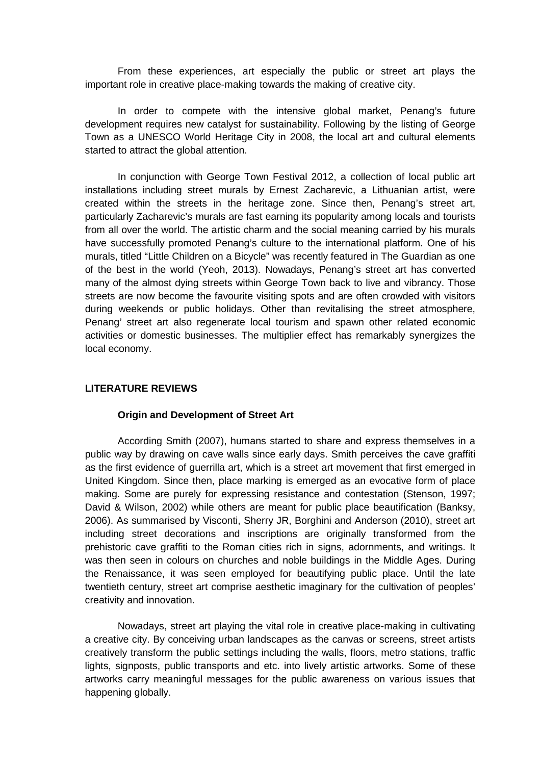From these experiences, art especially the public or street art plays the important role in creative place-making towards the making of creative city.

In order to compete with the intensive global market, Penang's future development requires new catalyst for sustainability. Following by the listing of George Town as a UNESCO World Heritage City in 2008, the local art and cultural elements started to attract the global attention.

In conjunction with George Town Festival 2012, a collection of local public art installations including street murals by Ernest Zacharevic, a Lithuanian artist, were created within the streets in the heritage zone. Since then, Penang's street art, particularly Zacharevic's murals are fast earning its popularity among locals and tourists from all over the world. The artistic charm and the social meaning carried by his murals have successfully promoted Penang's culture to the international platform. One of his murals, titled "Little Children on a Bicycle" was recently featured in The Guardian as one of the best in the world (Yeoh, 2013). Nowadays, Penang's street art has converted many of the almost dying streets within George Town back to live and vibrancy. Those streets are now become the favourite visiting spots and are often crowded with visitors during weekends or public holidays. Other than revitalising the street atmosphere, Penang' street art also regenerate local tourism and spawn other related economic activities or domestic businesses. The multiplier effect has remarkably synergizes the local economy.

## LITERATURE REVIEWS

### Origin and Development of Street Art

According Smith (2007), humans started to share and express themselves in a public way by drawing on cave walls since early days. Smith perceives the cave graffiti as the first evidence of guerrilla art, which is a street art movement that first emerged in United Kingdom. Since then, place marking is emerged as an evocative form of place making. Some are purely for expressing resistance and contestation (Stenson, 1997; David & Wilson, 2002) while others are meant for public place beautification (Banksy, 2006). As summarised by Visconti, Sherry JR, Borghini and Anderson (2010), street art including street decorations and inscriptions are originally transformed from the prehistoric cave graffiti to the Roman cities rich in signs, adornments, and writings. It was then seen in colours on churches and noble buildings in the Middle Ages. During the Renaissance, it was seen employed for beautifying public place. Until the late twentieth century, street art comprise aesthetic imaginary for the cultivation of peoples' creativity and innovation.

Nowadays, street art playing the vital role in creative place-making in cultivating a creative city. By conceiving urban landscapes as the canvas or screens, street artists creatively transform the public settings including the walls, floors, metro stations, traffic lights, signposts, public transports and etc. into lively artistic artworks. Some of these artworks carry meaningful messages for the public awareness on various issues that happening globally.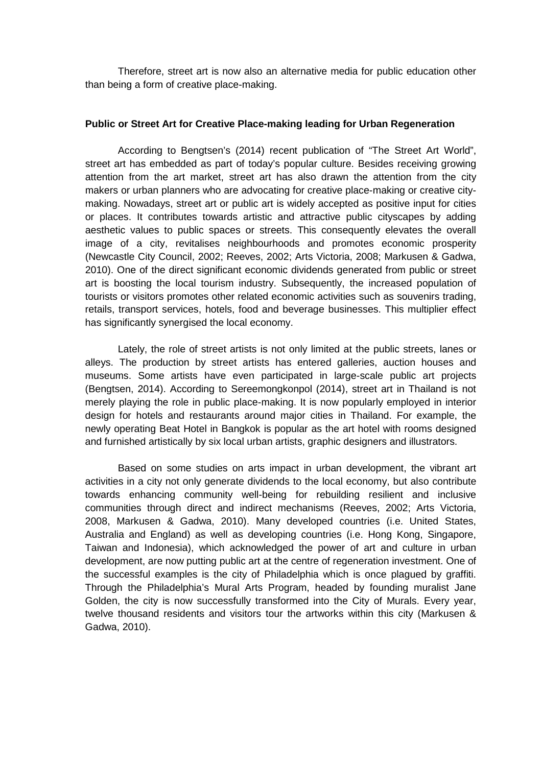Therefore, street art is now also an alternative media for public education other than being a form of creative place-making.

**Public or Street Art for Creative Place-making leading for Urban Regeneration**

According to Bengtsen's (2014) recent publication of "The Street Art World", street art has embedded as part of today's popular culture. Besides receiving growing attention from the art market, street art has also drawn the attention from the city makers or urban planners who are advocating for creative place-making or creative city-making. Nowadays, street art or public art is widely accepted as positive input for cities or places. It contributes towards artistic and attractive public cityscapes by adding aesthetic values to public spaces or streets. This consequently elevates the overall image of a city, revitalises neighbourhoods and promotes economic prosperity (Newcastle City Council, 2002; Reeves, 2002; Arts Victoria, 2008; Markusen & Gadwa, 2010). One of the direct significant economic dividends generated from public or street art is boosting the local tourism industry. Subsequently, the increased population of tourists or visitors promotes other related economic activities such as souvenirs trading, retails, transport services, hotels, food and beverage businesses. This multiplier effect has significantly synergised the local economy.

Lately, the role of street artists is not only limited at the public streets, lanes or alleys. The production by street artists has entered galleries, auction houses and museums. Some artists have even participated in large-scale public art projects (Bengtsen, 2014). According to Sereemongkonpol (2014), street art in Thailand is not merely playing the role in public place-making. It is now popularly employed in interior design for hotels and restaurants around major cities in Thailand. For example, the newly operating Beat Hotel in Bangkok is popular as the art hotel with rooms designed and furnished artistically by six local urban artists, graphic designers and illustrators.

Based on some studies on arts impact in urban development, the vibrant art activities in a city not only generate dividends to the local economy, but also contribute towards enhancing community well-being for rebuilding resilient and inclusive communities through direct and indirect mechanisms (Reeves, 2002; Arts Victoria, 2008, Markusen & Gadwa, 2010). Many developed countries (i.e. United States, Australia and England) as well as developing countries (i.e. Hong Kong, Singapore, Taiwan and Indonesia), which acknowledged the power of art and culture in urban development, are now putting public art at the centre of regeneration investment. One of the successful examples is the city of Philadelphia which is once plagued by graffiti. Through the Philadelphia's Mural Arts Program, headed by founding muralist Jane Golden, the city is now successfully transformed into the City of Murals. Every year, twelve thousand residents and visitors tour the artworks within this city (Markusen & Gadwa, 2010).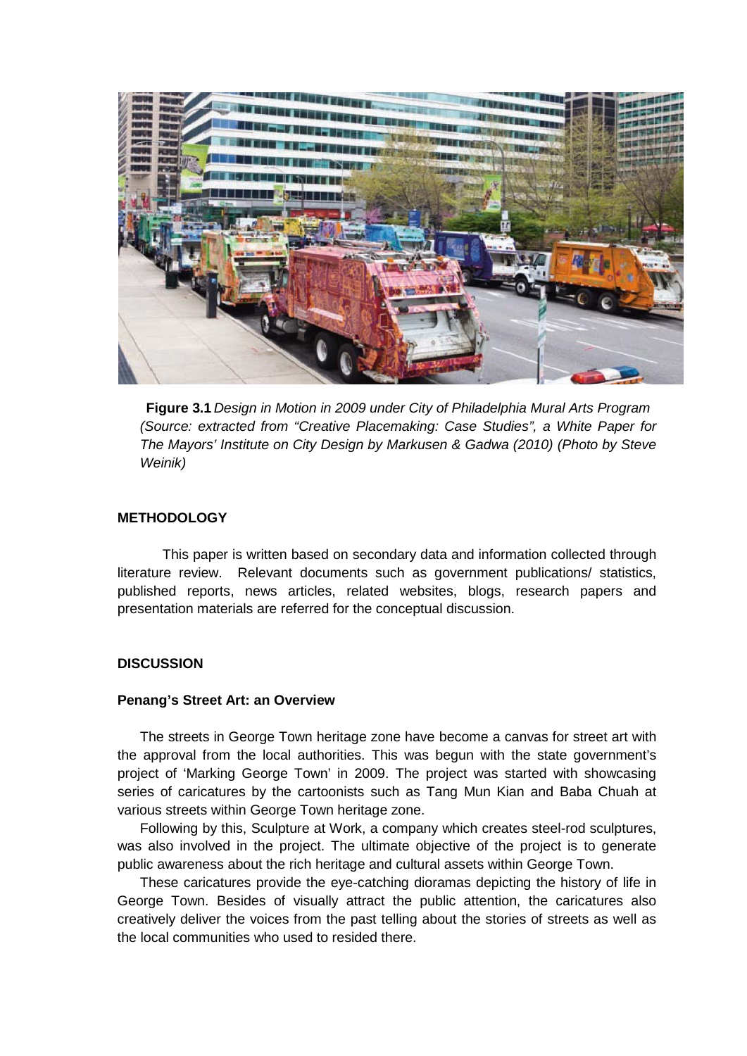**Figure 3.1** *Design in Motion in 2009 under City of Philadelphia Mural Arts Program (Source: extracted from "Creative Placemaking: Case Studies", a White Paper for The Mayors' Institute on City Design by Markusen & Gadwa (2010) (Photo by Steve Weinik)*

## METHODOLOGY

This paper is written based on secondary data and information collected through literature review. Relevant documents such as government publications/ statistics, published reports, news articles, related websites, blogs, research papers and presentation materials are referred for the conceptual discussion.

## DISCUSSION

### Penang's Street Art: an Overview

The streets in George Town heritage zone have become a canvas for street art with the approval from the local authorities. This was begun with the state government's project of 'Marking George Town' in 2009. The project was started with showcasing series of caricatures by the cartoonists such as Tang Mun Kian and Baba Chuah at various streets within George Town heritage zone.

Following by this, Sculpture at Work, a company which creates steel-rod sculptures, was also involved in the project. The ultimate objective of the project is to generate public awareness about the rich heritage and cultural assets within George Town.

These caricatures provide the eye-catching dioramas depicting the history of life in George Town. Besides of visually attract the public attention, the caricatures also creatively deliver the voices from the past telling about the stories of streets as well as the local communities who used to resided there.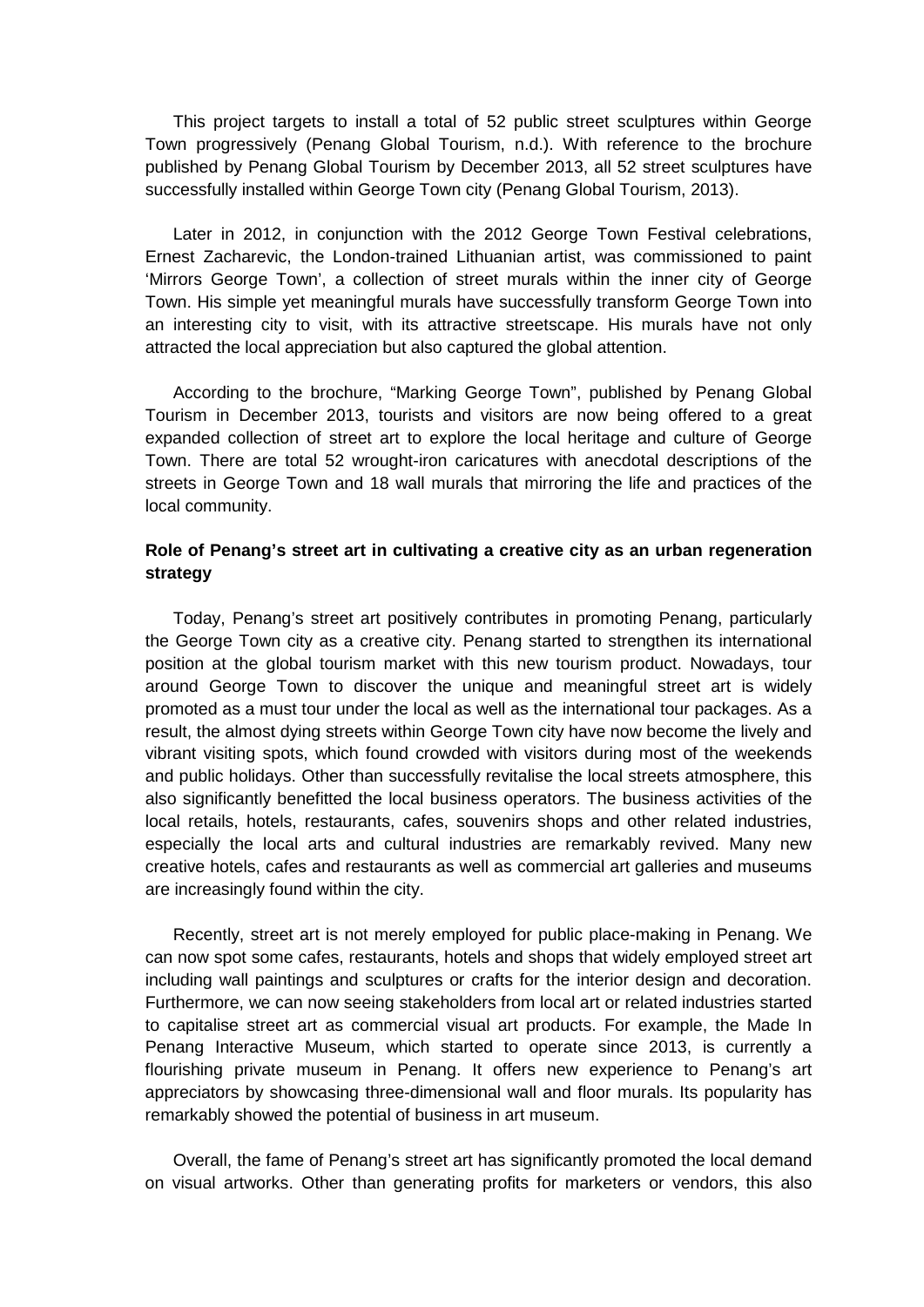This project targets to install a total of 52 public street sculptures within George Town progressively (Penang Global Tourism, n.d.). With reference to the brochure published by Penang Global Tourism by December 2013, all 52 street sculptures have successfully installed within George Town city (Penang Global Tourism, 2013).

Later in 2012, in conjunction with the 2012 George Town Festival celebrations, Ernest Zacharevic, the London-trained Lithuanian artist, was commissioned to paint 'Mirrors George Town', a collection of street murals within the inner city of George Town. His simple yet meaningful murals have successfully transform George Town into an interesting city to visit, with its attractive streetscape. His murals have not only attracted the local appreciation but also captured the global attention.

According to the brochure, "Marking George Town", published by Penang Global Tourism in December 2013, tourists and visitors are now being offered to a great expanded collection of street art to explore the local heritage and culture of George Town. There are total 52 wrought-iron caricatures with anecdotal descriptions of the streets in George Town and 18 wall murals that mirroring the life and practices of the local community.

**Role of Penang's street art in cultivating a creative city as an urban regeneration strategy**

Today, Penang's street art positively contributes in promoting Penang, particularly the George Town city as a creative city. Penang started to strengthen its international position at the global tourism market with this new tourism product. Nowadays, tour around George Town to discover the unique and meaningful street art is widely promoted as a must tour under the local as well as the international tour packages. As a result, the almost dying streets within George Town city have now become the lively and vibrant visiting spots, which found crowded with visitors during most of the weekends and public holidays. Other than successfully revitalise the local streets atmosphere, this also significantly benefitted the local business operators. The business activities of the local retails, hotels, restaurants, cafes, souvenirs shops and other related industries, especially the local arts and cultural industries are remarkably revived. Many new creative hotels, cafes and restaurants as well as commercial art galleries and museums are increasingly found within the city.

Recently, street art is not merely employed for public place-making in Penang. We can now spot some cafes, restaurants, hotels and shops that widely employed street art including wall paintings and sculptures or crafts for the interior design and decoration. Furthermore, we can now seeing stakeholders from local art or related industries started to capitalise street art as commercial visual art products. For example, the Made In Penang Interactive Museum, which started to operate since 2013, is currently a flourishing private museum in Penang. It offers new experience to Penang's art appreciators by showcasing three-dimensional wall and floor murals. Its popularity has remarkably showed the potential of business in art museum.

Overall, the fame of Penang's street art has significantly promoted the local demand on visual artworks. Other than generating profits for marketers or vendors, this also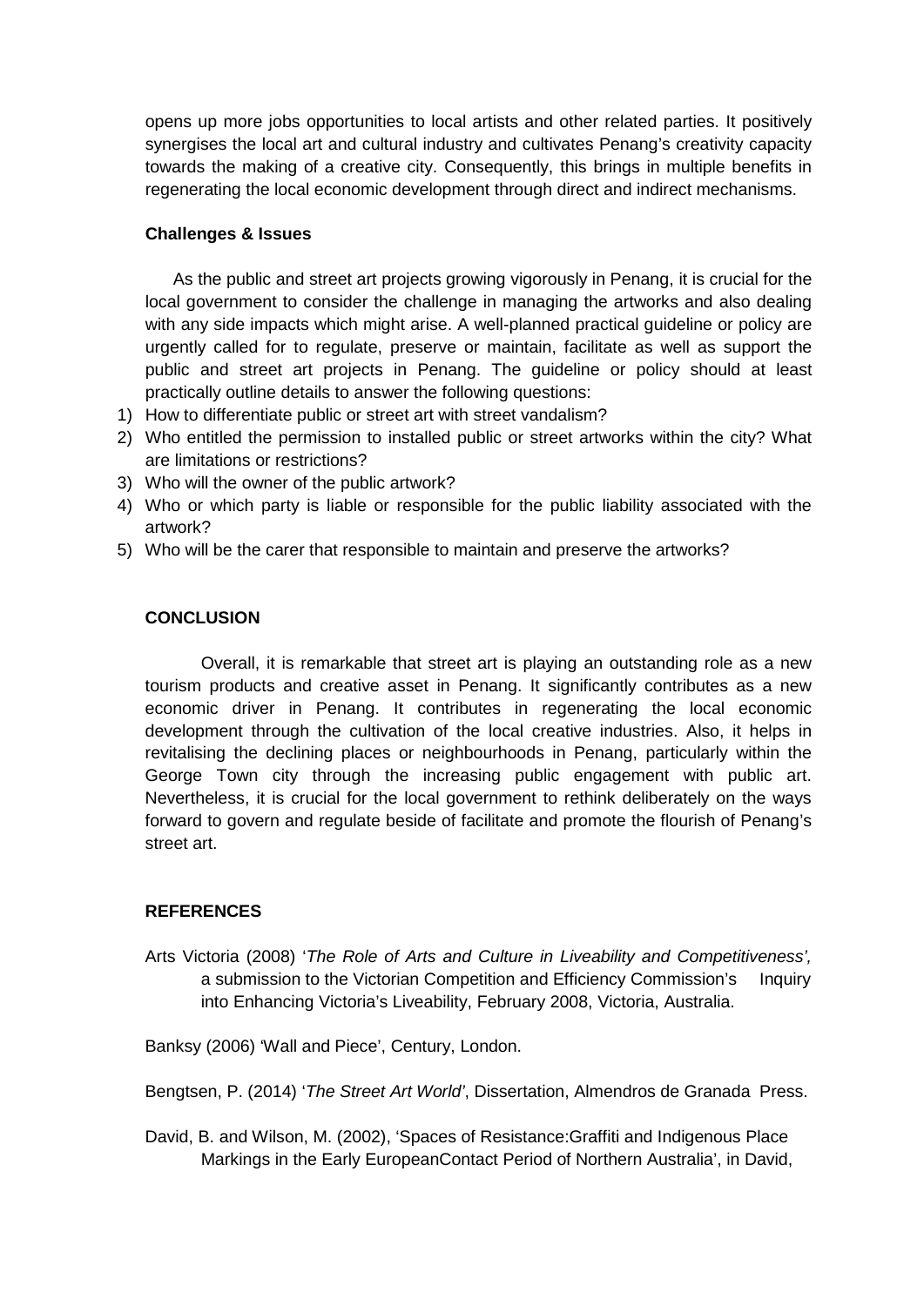opens up more jobs opportunities to local artists and other related parties. It positively synergises the local art and cultural industry and cultivates Penang's creativity capacity towards the making of a creative city. Consequently, this brings in multiple benefits in regenerating the local economic development through direct and indirect mechanisms.

**Challenges & Issues**

As the public and street art projects growing vigorously in Penang, it is crucial for the local government to consider the challenge in managing the artworks and also dealing with any side impacts which might arise. A well-planned practical guideline or policy are urgently called for to regulate, preserve or maintain, facilitate as well as support the public and street art projects in Penang. The guideline or policy should at least practically outline details to answer the following questions:

1) How to differentiate public or street art with street vandalism?
2) Who entitled the permission to installed public or street artworks within the city? What are limitations or restrictions?
3) Who will the owner of the public artwork?
4) Who or which party is liable or responsible for the public liability associated with the artwork?
5) Who will be the carer that responsible to maintain and preserve the artworks?

## CONCLUSION

Overall, it is remarkable that street art is playing an outstanding role as a new tourism products and creative asset in Penang. It significantly contributes as a new economic driver in Penang. It contributes in regenerating the local economic development through the cultivation of the local creative industries. Also, it helps in revitalising the declining places or neighbourhoods in Penang, particularly within the George Town city through the increasing public engagement with public art. Nevertheless, it is crucial for the local government to rethink deliberately on the ways forward to govern and regulate beside of facilitate and promote the flourish of Penang's street art.

## REFERENCES

Arts Victoria (2008) '*The Role of Arts and Culture in Liveability and Competitiveness',* a submission to the Victorian Competition and Efficiency Commission's Inquiry into Enhancing Victoria's Liveability, February 2008, Victoria, Australia.

Banksy (2006) 'Wall and Piece', Century, London.

Bengtsen, P. (2014) '*The Street Art World'*, Dissertation, Almendros de Granada Press.

David, B. and Wilson, M. (2002), 'Spaces of Resistance:Graffiti and Indigenous Place Markings in the Early EuropeanContact Period of Northern Australia', in David,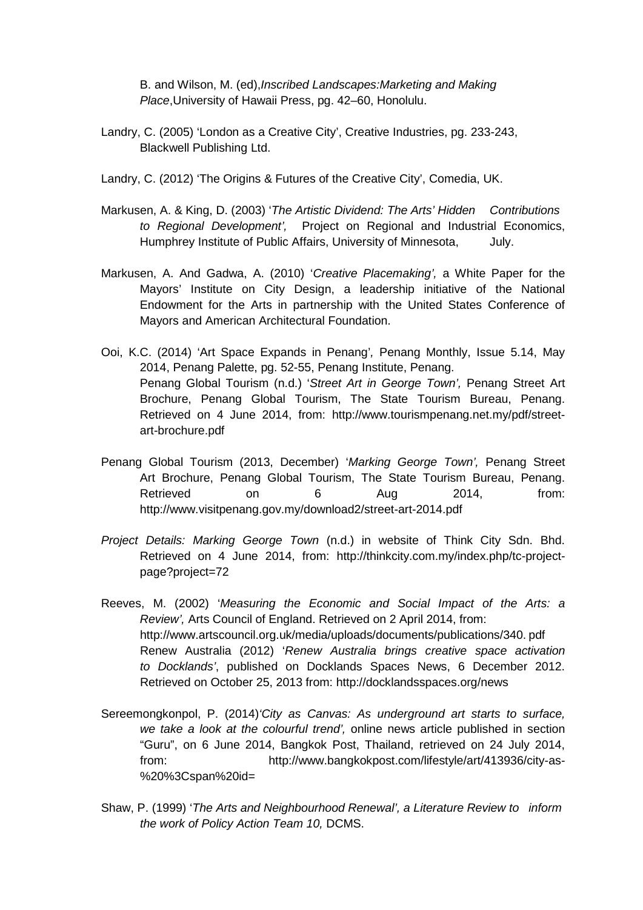B. and Wilson, M. (ed),*Inscribed Landscapes:Marketing and Making Place*,University of Hawaii Press, pg. 42–60, Honolulu.

Landry, C. (2005) 'London as a Creative City', Creative Industries, pg. 233-243, Blackwell Publishing Ltd.

Landry, C. (2012) 'The Origins & Futures of the Creative City', Comedia, UK.

Markusen, A. & King, D. (2003) '*The Artistic Dividend: The Arts' Hidden Contributions to Regional Development',* Project on Regional and Industrial Economics, Humphrey Institute of Public Affairs, University of Minnesota, July.

Markusen, A. And Gadwa, A. (2010) '*Creative Placemaking',* a White Paper for the Mayors' Institute on City Design, a leadership initiative of the National Endowment for the Arts in partnership with the United States Conference of Mayors and American Architectural Foundation.

Ooi, K.C. (2014) 'Art Space Expands in Penang', Penang Monthly, Issue 5.14, May 2014, Penang Palette, pg. 52-55, Penang Institute, Penang.
Penang Global Tourism (n.d.) '*Street Art in George Town',* Penang Street Art Brochure, Penang Global Tourism, The State Tourism Bureau, Penang. Retrieved on 4 June 2014, from: http://www.tourismpenang.net.my/pdf/street-art-brochure.pdf

Penang Global Tourism (2013, December) '*Marking George Town',* Penang Street Art Brochure, Penang Global Tourism, The State Tourism Bureau, Penang. Retrieved on 6 Aug 2014, from: http://www.visitpenang.gov.my/download2/street-art-2014.pdf

*Project Details: Marking George Town* (n.d.) in website of Think City Sdn. Bhd. Retrieved on 4 June 2014, from: http://thinkcity.com.my/index.php/tc-project-page?project=72

Reeves, M. (2002) '*Measuring the Economic and Social Impact of the Arts: a Review',* Arts Council of England. Retrieved on 2 April 2014, from: http://www.artscouncil.org.uk/media/uploads/documents/publications/340. pdf
Renew Australia (2012) '*Renew Australia brings creative space activation to Docklands'*, published on Docklands Spaces News, 6 December 2012. Retrieved on October 25, 2013 from: http://docklandsspaces.org/news

Sereemongkonpol, P. (2014)*'City as Canvas: As underground art starts to surface, we take a look at the colourful trend',* online news article published in section "Guru", on 6 June 2014, Bangkok Post, Thailand, retrieved on 24 July 2014, from: http://www.bangkokpost.com/lifestyle/art/413936/city-as-%20%3Cspan%20id=

Shaw, P. (1999) '*The Arts and Neighbourhood Renewal', a Literature Review to inform the work of Policy Action Team 10,* DCMS.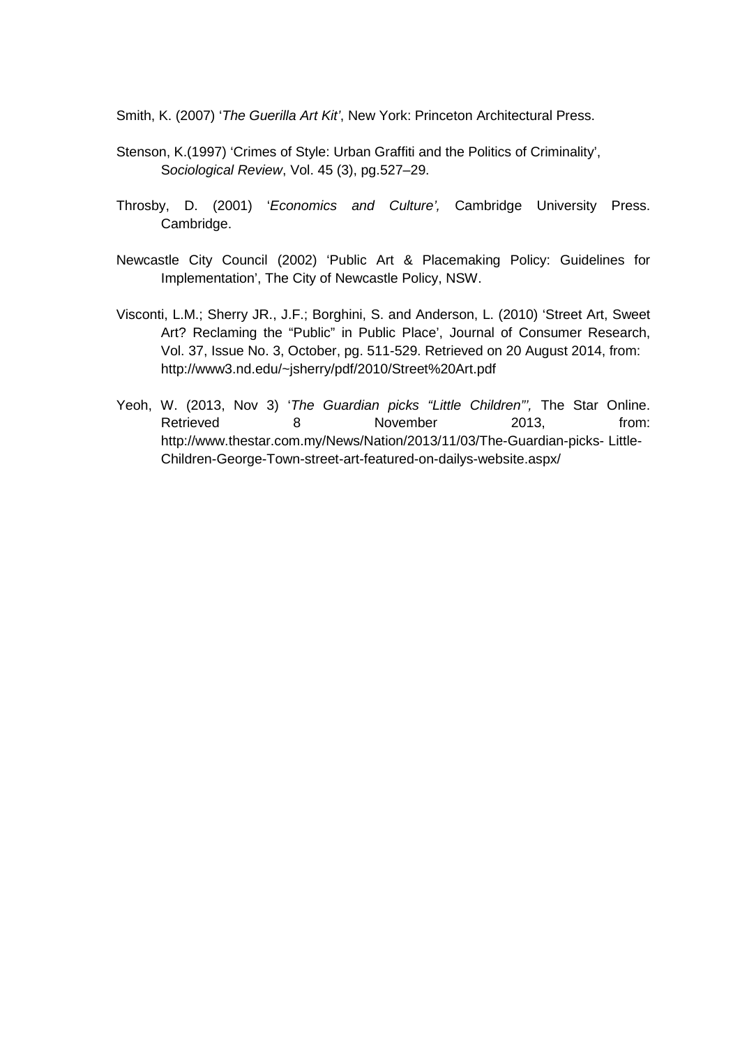Smith, K. (2007) '*The Guerilla Art Kit'*, New York: Princeton Architectural Press.

Stenson, K.(1997) 'Crimes of Style: Urban Graffiti and the Politics of Criminality', S*ociological Review*, Vol. 45 (3), pg.527–29.

Throsby, D. (2001) '*Economics and Culture',* Cambridge University Press. Cambridge.

Newcastle City Council (2002) 'Public Art & Placemaking Policy: Guidelines for Implementation', The City of Newcastle Policy, NSW.

Visconti, L.M.; Sherry JR., J.F.; Borghini, S. and Anderson, L. (2010) 'Street Art, Sweet Art? Reclaming the "Public" in Public Place', Journal of Consumer Research, Vol. 37, Issue No. 3, October, pg. 511-529. Retrieved on 20 August 2014, from: http://www3.nd.edu/~jsherry/pdf/2010/Street%20Art.pdf

Yeoh, W. (2013, Nov 3) '*The Guardian picks "Little Children"',* The Star Online. Retrieved 8 November 2013, from: http://www.thestar.com.my/News/Nation/2013/11/03/The-Guardian-picks- Little-Children-George-Town-street-art-featured-on-dailys-website.aspx/